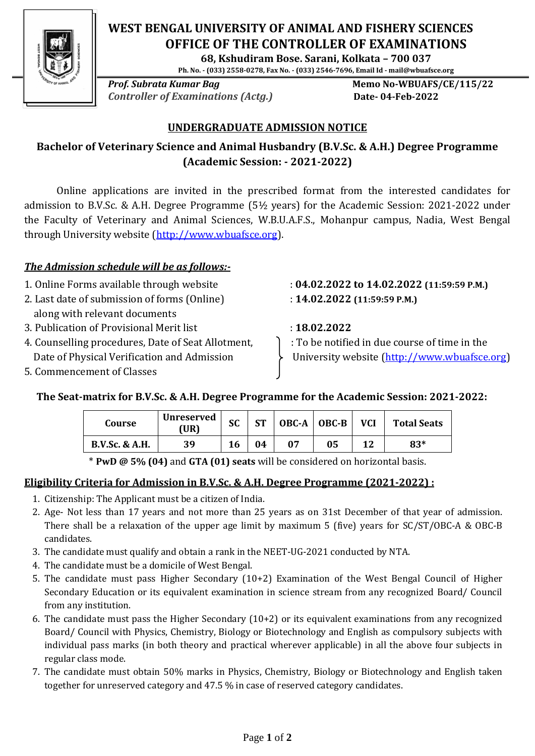# WEST BENGAL UNIVERSITY OF ANIMAL AND FISHERY SCIENCES
## OFFICE OF THE CONTROLLER OF EXAMINATIONS

**68, Kshudiram Bose. Sarani, Kolkata – 700 037**

**Ph. No. - (033) 2558-0278, Fax No. - (033) 2546-7696, Email Id - mail@wbuafsce.org**

***Prof. Subrata Kumar Bag***
*Controller of Examinations (Actg.)*

**Memo No-WBUAFS/CE/115/22**
**Date- 04-Feb-2022**

## UNDERGRADUATE ADMISSION NOTICE

### Bachelor of Veterinary Science and Animal Husbandry (B.V.Sc. & A.H.) Degree Programme (Academic Session: - 2021-2022)

Online applications are invited in the prescribed format from the interested candidates for admission to B.V.Sc. & A.H. Degree Programme (5½ years) for the Academic Session: 2021-2022 under the Faculty of Veterinary and Animal Sciences, W.B.U.A.F.S., Mohanpur campus, Nadia, West Bengal through University website (http://www.wbuafsce.org).

***The Admission schedule will be as follows:-***

1. Online Forms available through website : **04.02.2022 to 14.02.2022 (11:59:59 P.M.)**
2. Last date of submission of forms (Online) along with relevant documents : **14.02.2022 (11:59:59 P.M.)**
3. Publication of Provisional Merit list : **18.02.2022**
4. Counselling procedures, Date of Seat Allotment, Date of Physical Verification and Admission
5. Commencement of Classes

(Items 4 and 5) : To be notified in due course of time in the University website (http://www.wbuafsce.org)

**The Seat-matrix for B.V.Sc. & A.H. Degree Programme for the Academic Session: 2021-2022:**

| Course | Unreserved (UR) | SC | ST | OBC-A | OBC-B | VCI | Total Seats |
|---|---|---|---|---|---|---|---|
| B.V.Sc. & A.H. | 39 | 16 | 04 | 07 | 05 | 12 | 83* |

\* **PwD @ 5% (04)** and **GTA (01) seats** will be considered on horizontal basis.

**Eligibility Criteria for Admission in B.V.Sc. & A.H. Degree Programme (2021-2022) :**

1. Citizenship: The Applicant must be a citizen of India.
2. Age- Not less than 17 years and not more than 25 years as on 31st December of that year of admission. There shall be a relaxation of the upper age limit by maximum 5 (five) years for SC/ST/OBC-A & OBC-B candidates.
3. The candidate must qualify and obtain a rank in the NEET-UG-2021 conducted by NTA.
4. The candidate must be a domicile of West Bengal.
5. The candidate must pass Higher Secondary (10+2) Examination of the West Bengal Council of Higher Secondary Education or its equivalent examination in science stream from any recognized Board/ Council from any institution.
6. The candidate must pass the Higher Secondary (10+2) or its equivalent examinations from any recognized Board/ Council with Physics, Chemistry, Biology or Biotechnology and English as compulsory subjects with individual pass marks (in both theory and practical wherever applicable) in all the above four subjects in regular class mode.
7. The candidate must obtain 50% marks in Physics, Chemistry, Biology or Biotechnology and English taken together for unreserved category and 47.5 % in case of reserved category candidates.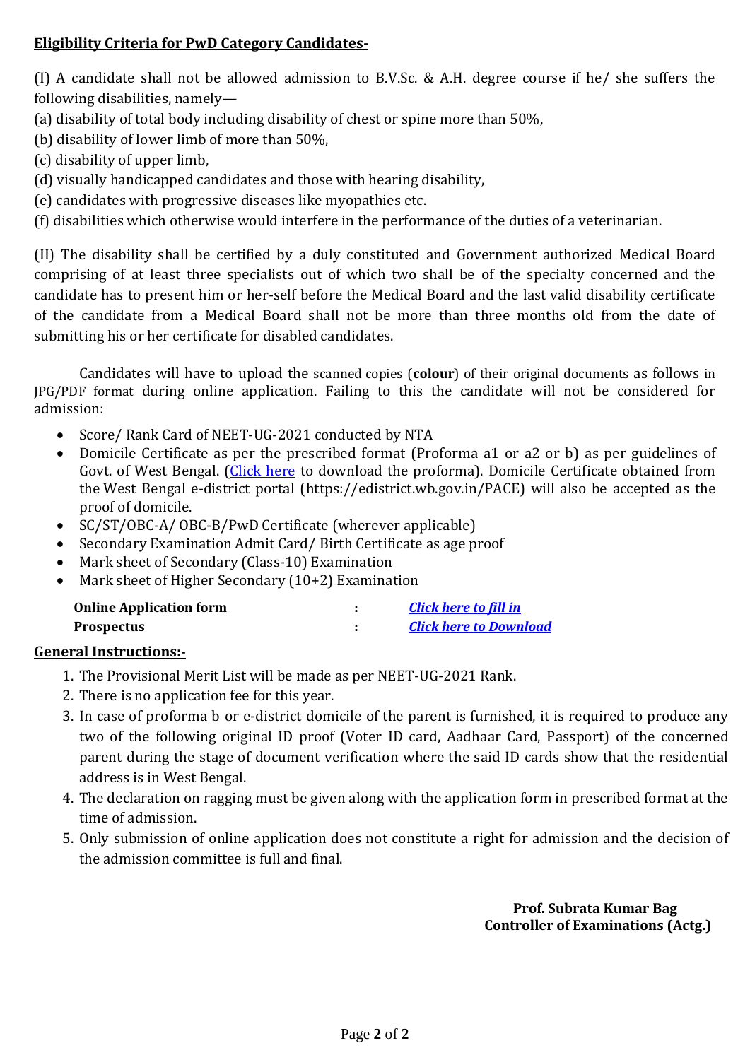**<u>Eligibility Criteria for PwD Category Candidates-</u>**

(I) A candidate shall not be allowed admission to B.V.Sc. & A.H. degree course if he/ she suffers the following disabilities, namely—

(a) disability of total body including disability of chest or spine more than 50%,

(b) disability of lower limb of more than 50%,

(c) disability of upper limb,

(d) visually handicapped candidates and those with hearing disability,

(e) candidates with progressive diseases like myopathies etc.

(f) disabilities which otherwise would interfere in the performance of the duties of a veterinarian.

(II) The disability shall be certified by a duly constituted and Government authorized Medical Board comprising of at least three specialists out of which two shall be of the specialty concerned and the candidate has to present him or her-self before the Medical Board and the last valid disability certificate of the candidate from a Medical Board shall not be more than three months old from the date of submitting his or her certificate for disabled candidates.

Candidates will have to upload the scanned copies (**colour**) of their original documents as follows in JPG/PDF format during online application. Failing to this the candidate will not be considered for admission:

- Score/ Rank Card of NEET-UG-2021 conducted by NTA
- Domicile Certificate as per the prescribed format (Proforma a1 or a2 or b) as per guidelines of Govt. of West Bengal. (Click here to download the proforma). Domicile Certificate obtained from the West Bengal e-district portal (https://edistrict.wb.gov.in/PACE) will also be accepted as the proof of domicile.
- SC/ST/OBC-A/ OBC-B/PwD Certificate (wherever applicable)
- Secondary Examination Admit Card/ Birth Certificate as age proof
- Mark sheet of Secondary (Class-10) Examination
- Mark sheet of Higher Secondary (10+2) Examination

| | | |
|---|---|---|
| **Online Application form** | : | ***Click here to fill in*** |
| **Prospectus** | : | ***Click here to Download*** |

**<u>General Instructions:-</u>**

1. The Provisional Merit List will be made as per NEET-UG-2021 Rank.
2. There is no application fee for this year.
3. In case of proforma b or e-district domicile of the parent is furnished, it is required to produce any two of the following original ID proof (Voter ID card, Aadhaar Card, Passport) of the concerned parent during the stage of document verification where the said ID cards show that the residential address is in West Bengal.
4. The declaration on ragging must be given along with the application form in prescribed format at the time of admission.
5. Only submission of online application does not constitute a right for admission and the decision of the admission committee is full and final.

**Prof. Subrata Kumar Bag**
**Controller of Examinations (Actg.)**